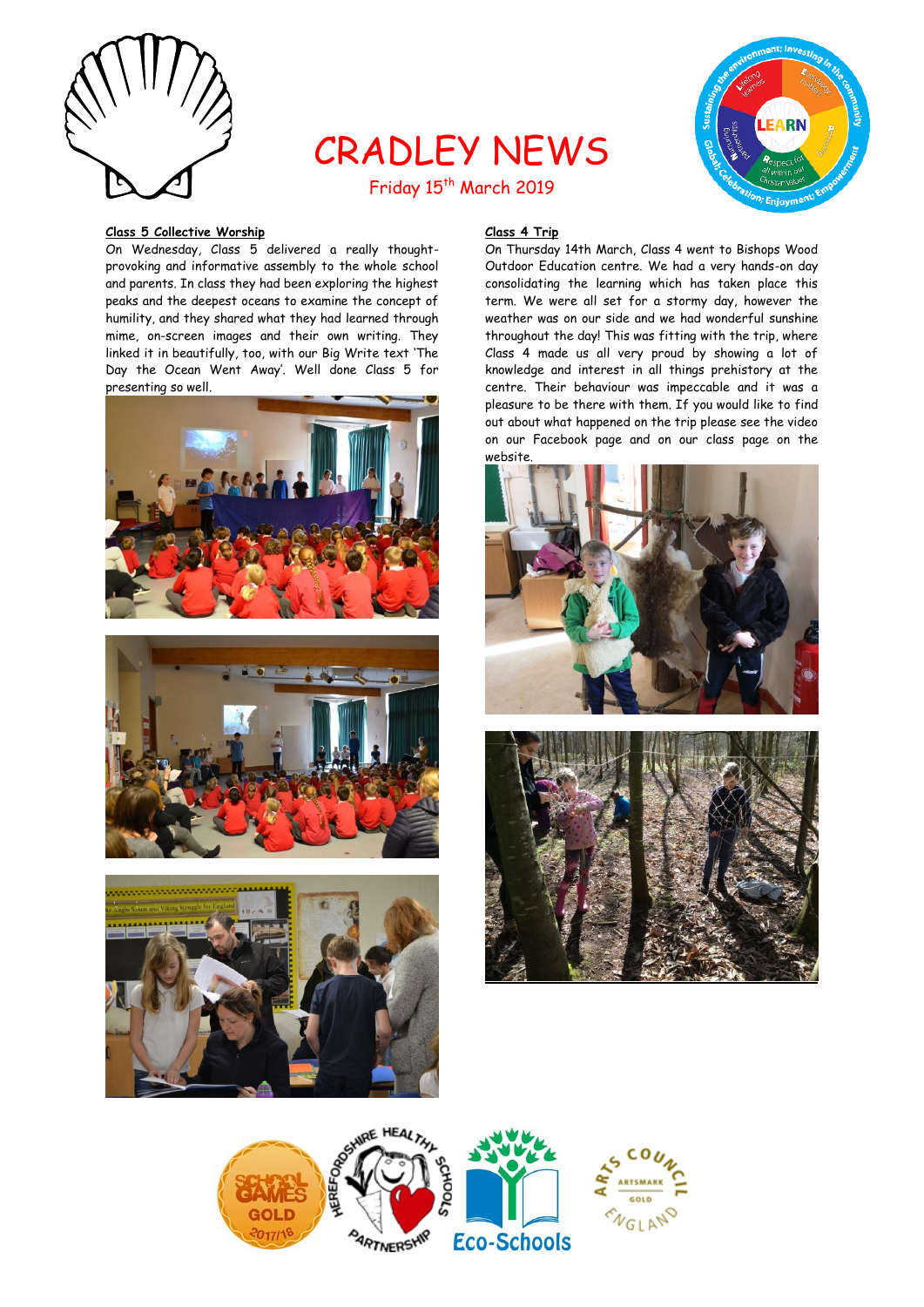# CRADLEY NEWS

Friday 15th March 2019

### Class 5 Collective Worship

On Wednesday, Class 5 delivered a really thought-provoking and informative assembly to the whole school and parents. In class they had been exploring the highest peaks and the deepest oceans to examine the concept of humility, and they shared what they had learned through mime, on-screen images and their own writing. They linked it in beautifully, too, with our Big Write text 'The Day the Ocean Went Away'. Well done Class 5 for presenting so well.

### Class 4 Trip

On Thursday 14th March, Class 4 went to Bishops Wood Outdoor Education centre. We had a very hands-on day consolidating the learning which has taken place this term. We were all set for a stormy day, however the weather was on our side and we had wonderful sunshine throughout the day! This was fitting with the trip, where Class 4 made us all very proud by showing a lot of knowledge and interest in all things prehistory at the centre. Their behaviour was impeccable and it was a pleasure to be there with them. If you would like to find out about what happened on the trip please see the video on our Facebook page and on our class page on the website.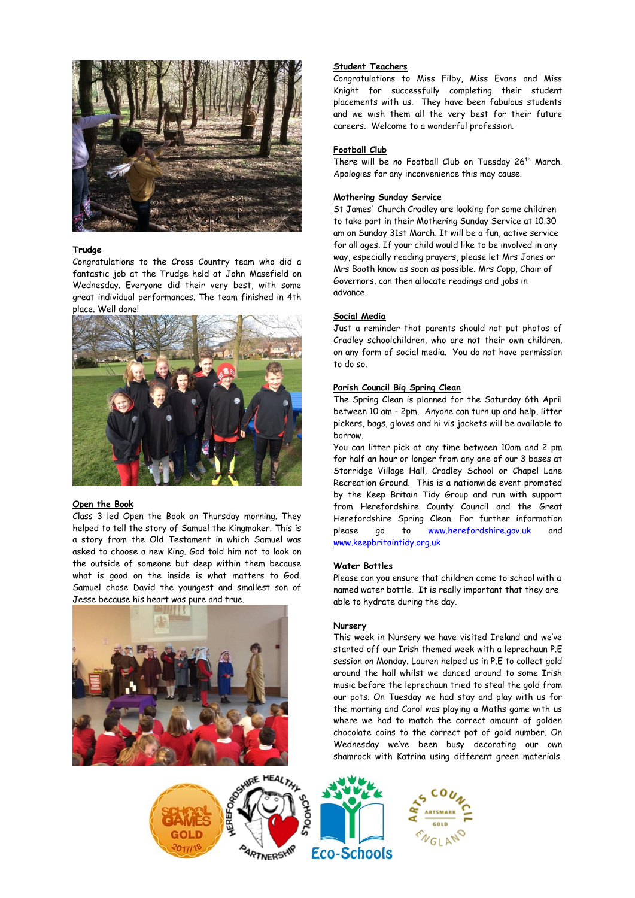**Trudge**

Congratulations to the Cross Country team who did a fantastic job at the Trudge held at John Masefield on Wednesday. Everyone did their very best, with some great individual performances. The team finished in 4th place. Well done!

**Open the Book**

Class 3 led Open the Book on Thursday morning. They helped to tell the story of Samuel the Kingmaker. This is a story from the Old Testament in which Samuel was asked to choose a new King. God told him not to look on the outside of someone but deep within them because what is good on the inside is what matters to God. Samuel chose David the youngest and smallest son of Jesse because his heart was pure and true.

**Student Teachers**

Congratulations to Miss Filby, Miss Evans and Miss Knight for successfully completing their student placements with us. They have been fabulous students and we wish them all the very best for their future careers. Welcome to a wonderful profession.

**Football Club**

There will be no Football Club on Tuesday 26th March. Apologies for any inconvenience this may cause.

**Mothering Sunday Service**

St James' Church Cradley are looking for some children to take part in their Mothering Sunday Service at 10.30 am on Sunday 31st March. It will be a fun, active service for all ages. If your child would like to be involved in any way, especially reading prayers, please let Mrs Jones or Mrs Booth know as soon as possible. Mrs Copp, Chair of Governors, can then allocate readings and jobs in advance.

**Social Media**

Just a reminder that parents should not put photos of Cradley schoolchildren, who are not their own children, on any form of social media. You do not have permission to do so.

**Parish Council Big Spring Clean**

The Spring Clean is planned for the Saturday 6th April between 10 am - 2pm. Anyone can turn up and help, litter pickers, bags, gloves and hi vis jackets will be available to borrow.

You can litter pick at any time between 10am and 2 pm for half an hour or longer from any one of our 3 bases at Storridge Village Hall, Cradley School or Chapel Lane Recreation Ground. This is a nationwide event promoted by the Keep Britain Tidy Group and run with support from Herefordshire County Council and the Great Herefordshire Spring Clean. For further information please go to www.herefordshire.gov.uk and www.keepbritaintidy.org.uk

**Water Bottles**

Please can you ensure that children come to school with a named water bottle. It is really important that they are able to hydrate during the day.

**Nursery**

This week in Nursery we have visited Ireland and we've started off our Irish themed week with a leprechaun P.E session on Monday. Lauren helped us in P.E to collect gold around the hall whilst we danced around to some Irish music before the leprechaun tried to steal the gold from our pots. On Tuesday we had stay and play with us for the morning and Carol was playing a Maths game with us where we had to match the correct amount of golden chocolate coins to the correct pot of gold number. On Wednesday we've been busy decorating our own shamrock with Katrina using different green materials.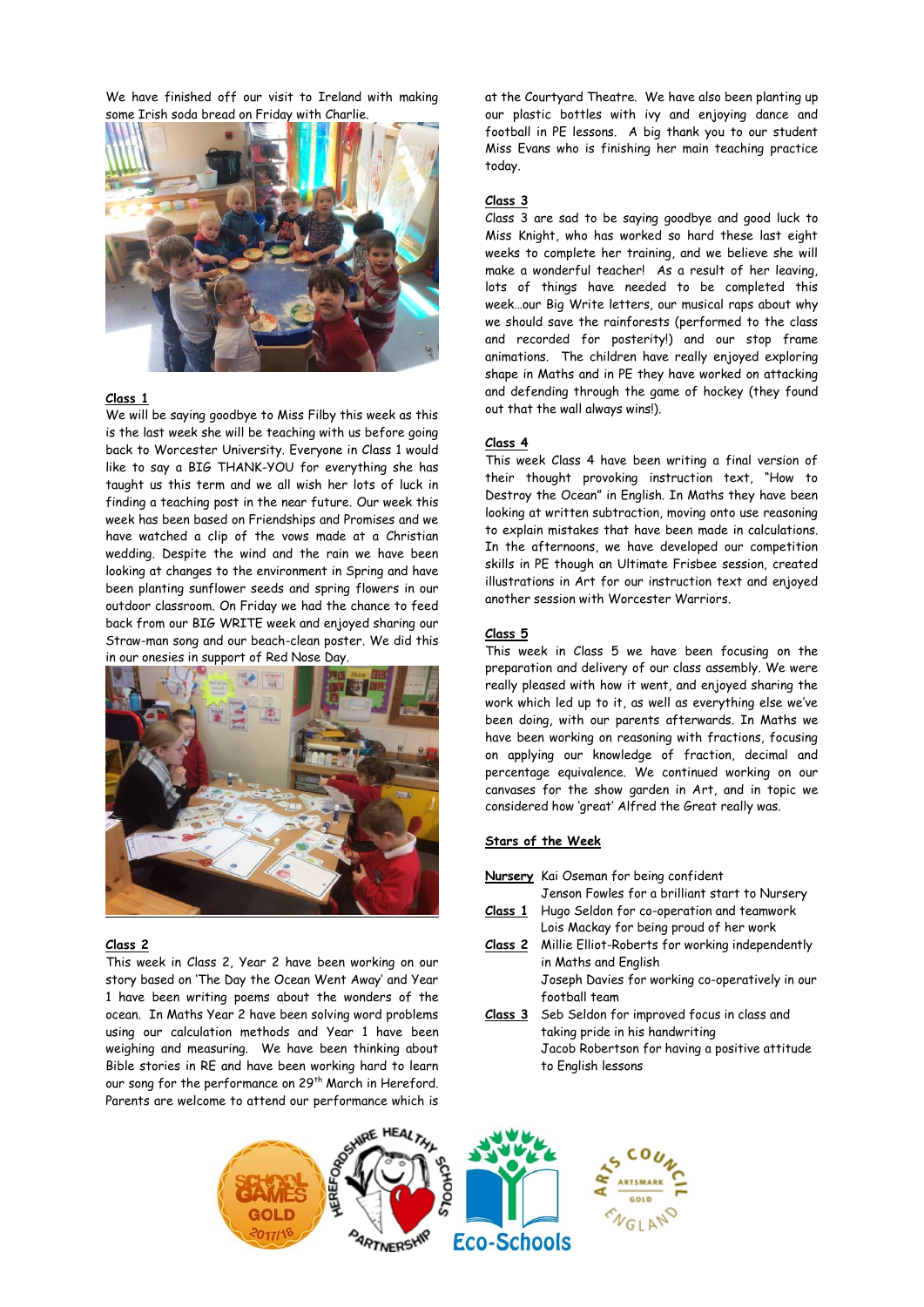We have finished off our visit to Ireland with making some Irish soda bread on Friday with Charlie.

## Class 1

We will be saying goodbye to Miss Filby this week as this is the last week she will be teaching with us before going back to Worcester University. Everyone in Class 1 would like to say a BIG THANK-YOU for everything she has taught us this term and we all wish her lots of luck in finding a teaching post in the near future. Our week this week has been based on Friendships and Promises and we have watched a clip of the vows made at a Christian wedding. Despite the wind and the rain we have been looking at changes to the environment in Spring and have been planting sunflower seeds and spring flowers in our outdoor classroom. On Friday we had the chance to feed back from our BIG WRITE week and enjoyed sharing our Straw-man song and our beach-clean poster. We did this in our onesies in support of Red Nose Day.

## Class 2

This week in Class 2, Year 2 have been working on our story based on 'The Day the Ocean Went Away' and Year 1 have been writing poems about the wonders of the ocean. In Maths Year 2 have been solving word problems using our calculation methods and Year 1 have been weighing and measuring. We have been thinking about Bible stories in RE and have been working hard to learn our song for the performance on 29th March in Hereford. Parents are welcome to attend our performance which is at the Courtyard Theatre. We have also been planting up our plastic bottles with ivy and enjoying dance and football in PE lessons. A big thank you to our student Miss Evans who is finishing her main teaching practice today.

## Class 3

Class 3 are sad to be saying goodbye and good luck to Miss Knight, who has worked so hard these last eight weeks to complete her training, and we believe she will make a wonderful teacher! As a result of her leaving, lots of things have needed to be completed this week…our Big Write letters, our musical raps about why we should save the rainforests (performed to the class and recorded for posterity!) and our stop frame animations. The children have really enjoyed exploring shape in Maths and in PE they have worked on attacking and defending through the game of hockey (they found out that the wall always wins!).

## Class 4

This week Class 4 have been writing a final version of their thought provoking instruction text, "How to Destroy the Ocean" in English. In Maths they have been looking at written subtraction, moving onto use reasoning to explain mistakes that have been made in calculations. In the afternoons, we have developed our competition skills in PE through an Ultimate Frisbee session, created illustrations in Art for our instruction text and enjoyed another session with Worcester Warriors.

## Class 5

This week in Class 5 we have been focusing on the preparation and delivery of our class assembly. We were really pleased with how it went, and enjoyed sharing the work which led up to it, as well as everything else we've been doing, with our parents afterwards. In Maths we have been working on reasoning with fractions, focusing on applying our knowledge of fraction, decimal and percentage equivalence. We continued working on our canvases for the show garden in Art, and in topic we considered how 'great' Alfred the Great really was.

## Stars of the Week

**Nursery** Kai Oseman for being confident
Jenson Fowles for a brilliant start to Nursery

**Class 1** Hugo Seldon for co-operation and teamwork
Lois Mackay for being proud of her work

**Class 2** Millie Elliot-Roberts for working independently in Maths and English
Joseph Davies for working co-operatively in our football team

**Class 3** Seb Seldon for improved focus in class and taking pride in his handwriting
Jacob Robertson for having a positive attitude to English lessons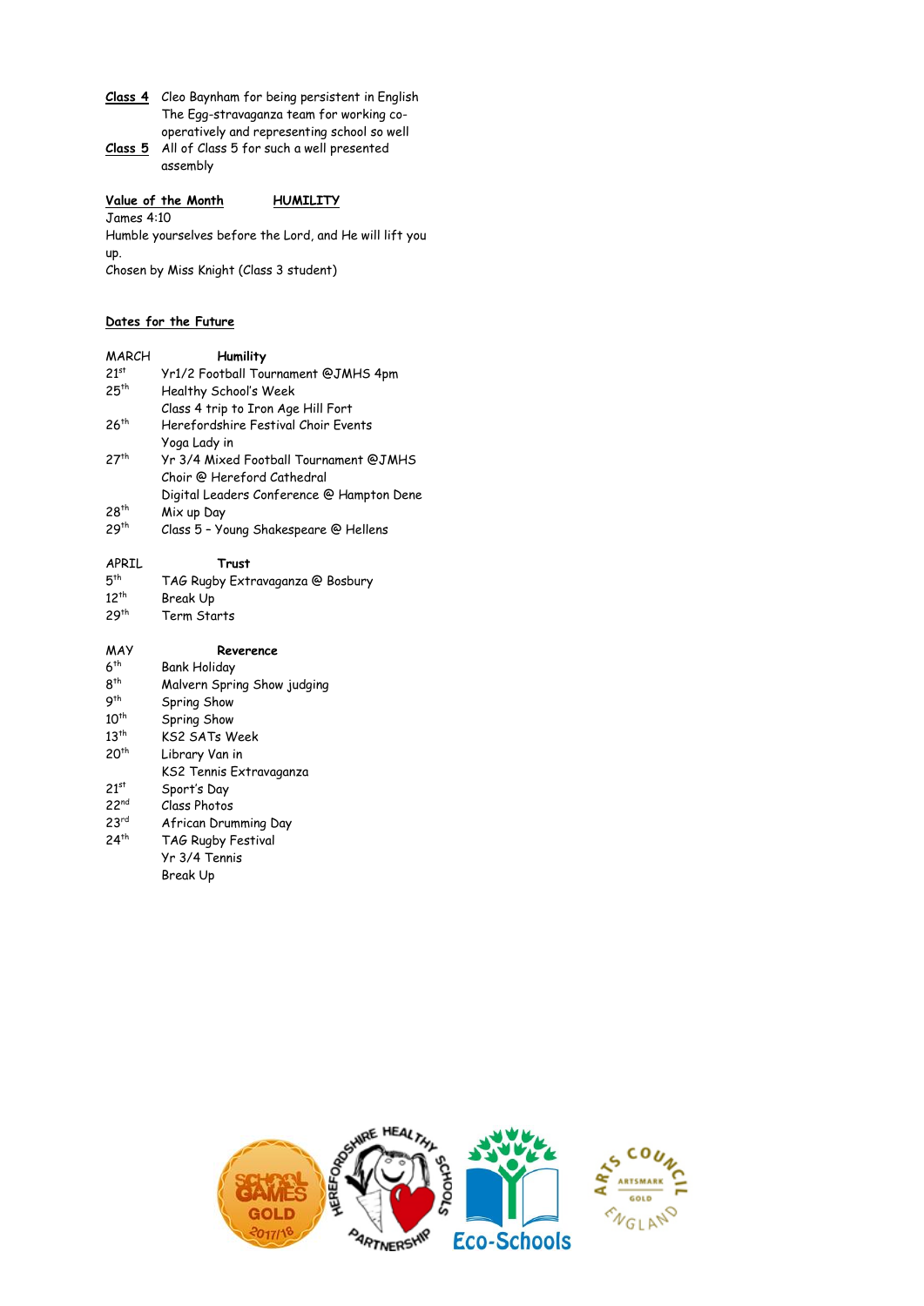**Class 4** Cleo Baynham for being persistent in English
The Egg-stravaganza team for working co-operatively and representing school so well

**Class 5** All of Class 5 for such a well presented assembly

**Value of the Month** **HUMILITY**

James 4:10
Humble yourselves before the Lord, and He will lift you up.
Chosen by Miss Knight (Class 3 student)

**Dates for the Future**

| | |
|---|---|
| MARCH | **Humility** |
| 21st | Yr1/2 Football Tournament @JMHS 4pm |
| 25th | Healthy School's Week |
| | Class 4 trip to Iron Age Hill Fort |
| 26th | Herefordshire Festival Choir Events |
| | Yoga Lady in |
| 27th | Yr 3/4 Mixed Football Tournament @JMHS |
| | Choir @ Hereford Cathedral |
| | Digital Leaders Conference @ Hampton Dene |
| 28th | Mix up Day |
| 29th | Class 5 – Young Shakespeare @ Hellens |
| | |
| APRIL | **Trust** |
| 5th | TAG Rugby Extravaganza @ Bosbury |
| 12th | Break Up |
| 29th | Term Starts |
| | |
| MAY | **Reverence** |
| 6th | Bank Holiday |
| 8th | Malvern Spring Show judging |
| 9th | Spring Show |
| 10th | Spring Show |
| 13th | KS2 SATs Week |
| 20th | Library Van in |
| | KS2 Tennis Extravaganza |
| 21st | Sport's Day |
| 22nd | Class Photos |
| 23rd | African Drumming Day |
| 24th | TAG Rugby Festival |
| | Yr 3/4 Tennis |
| | Break Up |